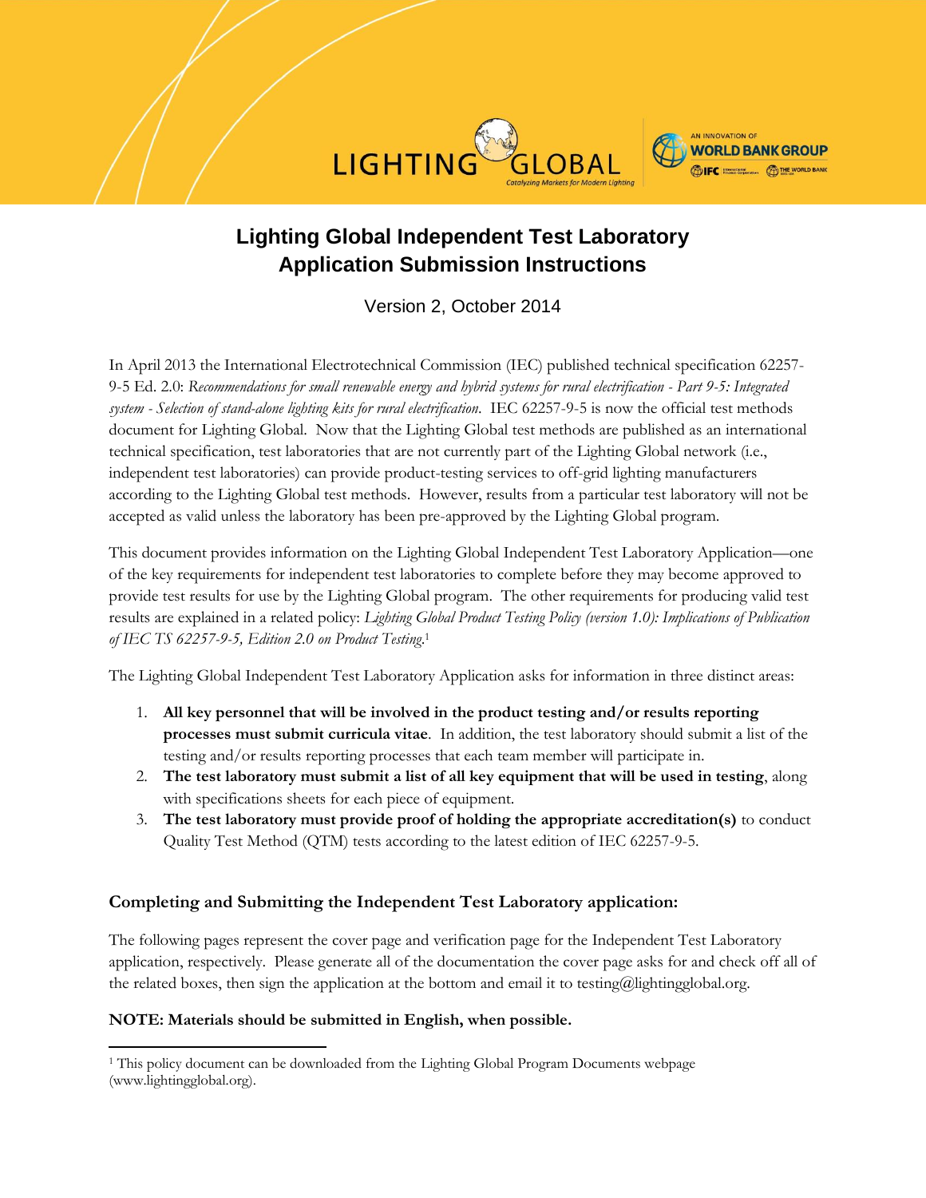# Lighting Global Independent Test Laboratory Application Submission Instructions

Version 2, October 2014

In April 2013 the International Electrotechnical Commission (IEC) published technical specification 62257-9-5 Ed. 2.0: *Recommendations for small renewable energy and hybrid systems for rural electrification - Part 9-5: Integrated system - Selection of stand-alone lighting kits for rural electrification*. IEC 62257-9-5 is now the official test methods document for Lighting Global. Now that the Lighting Global test methods are published as an international technical specification, test laboratories that are not currently part of the Lighting Global network (i.e., independent test laboratories) can provide product-testing services to off-grid lighting manufacturers according to the Lighting Global test methods. However, results from a particular test laboratory will not be accepted as valid unless the laboratory has been pre-approved by the Lighting Global program.

This document provides information on the Lighting Global Independent Test Laboratory Application—one of the key requirements for independent test laboratories to complete before they may become approved to provide test results for use by the Lighting Global program. The other requirements for producing valid test results are explained in a related policy: *Lighting Global Product Testing Policy (version 1.0): Implications of Publication of IEC TS 62257-9-5, Edition 2.0 on Product Testing*.[1]

The Lighting Global Independent Test Laboratory Application asks for information in three distinct areas:

1. **All key personnel that will be involved in the product testing and/or results reporting processes must submit curricula vitae**. In addition, the test laboratory should submit a list of the testing and/or results reporting processes that each team member will participate in.
2. **The test laboratory must submit a list of all key equipment that will be used in testing**, along with specifications sheets for each piece of equipment.
3. **The test laboratory must provide proof of holding the appropriate accreditation(s)** to conduct Quality Test Method (QTM) tests according to the latest edition of IEC 62257-9-5.

## Completing and Submitting the Independent Test Laboratory application:

The following pages represent the cover page and verification page for the Independent Test Laboratory application, respectively. Please generate all of the documentation the cover page asks for and check off all of the related boxes, then sign the application at the bottom and email it to testing@lightingglobal.org.

**NOTE: Materials should be submitted in English, when possible.**

---

[1] This policy document can be downloaded from the Lighting Global Program Documents webpage (www.lightingglobal.org).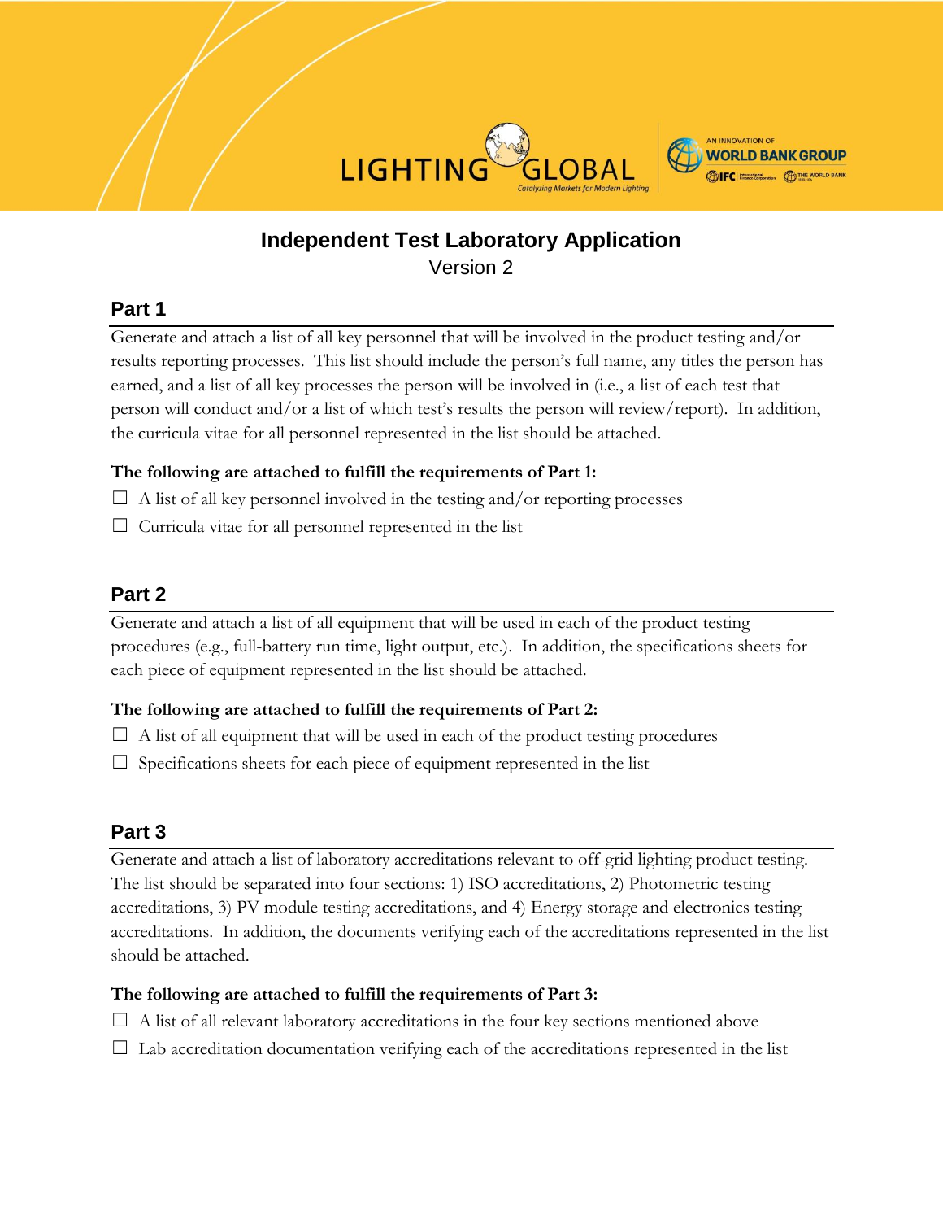# Independent Test Laboratory Application

Version 2

## Part 1

Generate and attach a list of all key personnel that will be involved in the product testing and/or results reporting processes. This list should include the person's full name, any titles the person has earned, and a list of all key processes the person will be involved in (i.e., a list of each test that person will conduct and/or a list of which test's results the person will review/report). In addition, the curricula vitae for all personnel represented in the list should be attached.

**The following are attached to fulfill the requirements of Part 1:**

☐ A list of all key personnel involved in the testing and/or reporting processes

☐ Curricula vitae for all personnel represented in the list

## Part 2

Generate and attach a list of all equipment that will be used in each of the product testing procedures (e.g., full-battery run time, light output, etc.). In addition, the specifications sheets for each piece of equipment represented in the list should be attached.

**The following are attached to fulfill the requirements of Part 2:**

☐ A list of all equipment that will be used in each of the product testing procedures

☐ Specifications sheets for each piece of equipment represented in the list

## Part 3

Generate and attach a list of laboratory accreditations relevant to off-grid lighting product testing. The list should be separated into four sections: 1) ISO accreditations, 2) Photometric testing accreditations, 3) PV module testing accreditations, and 4) Energy storage and electronics testing accreditations. In addition, the documents verifying each of the accreditations represented in the list should be attached.

**The following are attached to fulfill the requirements of Part 3:**

☐ A list of all relevant laboratory accreditations in the four key sections mentioned above

☐ Lab accreditation documentation verifying each of the accreditations represented in the list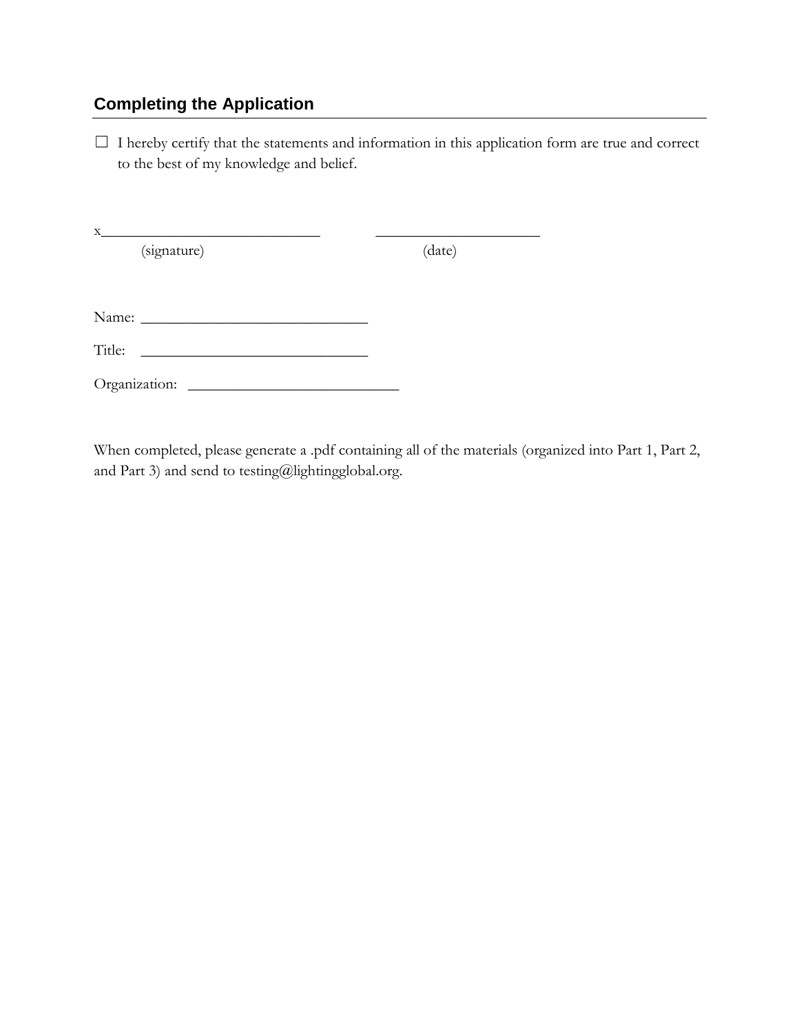## Completing the Application

☐ I hereby certify that the statements and information in this application form are true and correct to the best of my knowledge and belief.

x______________________________ ________________________

(signature) (date)

Name: ______________________________

Title: ______________________________

Organization: ____________________________

When completed, please generate a .pdf containing all of the materials (organized into Part 1, Part 2, and Part 3) and send to testing@lightingglobal.org.